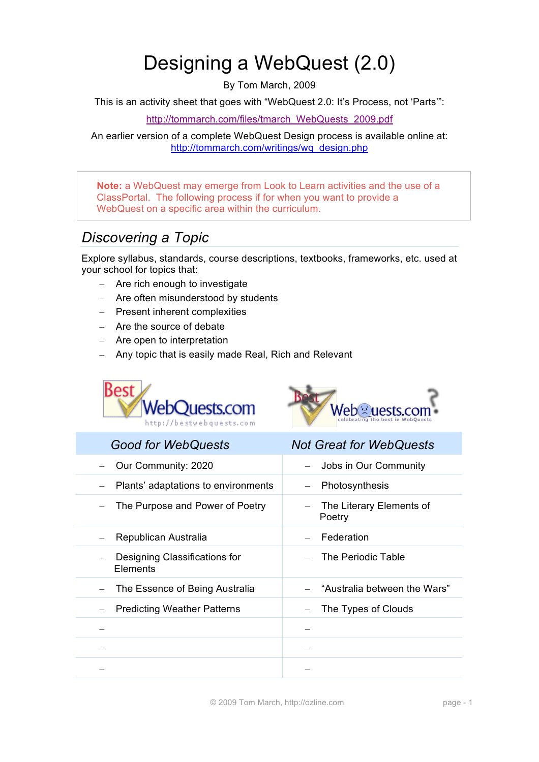# Designing a WebQuest (2.0)

By Tom March, 2009

This is an activity sheet that goes with "WebQuest 2.0: It's Process, not 'Parts'":

http://tommarch.com/files/tmarch_WebQuests_2009.pdf

An earlier version of a complete WebQuest Design process is available online at:
http://tommarch.com/writings/wq_design.php

> **Note:** a WebQuest may emerge from Look to Learn activities and the use of a ClassPortal. The following process if for when you want to provide a WebQuest on a specific area within the curriculum.

## *Discovering a Topic*

Explore syllabus, standards, course descriptions, textbooks, frameworks, etc. used at your school for topics that:

- Are rich enough to investigate
- Are often misunderstood by students
- Present inherent complexities
- Are the source of debate
- Are open to interpretation
- Any topic that is easily made Real, Rich and Relevant

| *Good for WebQuests* | *Not Great for WebQuests* |
| --- | --- |
| – Our Community: 2020 | – Jobs in Our Community |
| – Plants' adaptations to environments | – Photosynthesis |
| – The Purpose and Power of Poetry | – The Literary Elements of Poetry |
| – Republican Australia | – Federation |
| – Designing Classifications for Elements | – The Periodic Table |
| – The Essence of Being Australia | – "Australia between the Wars" |
| – Predicting Weather Patterns | – The Types of Clouds |
| – | – |
| – | – |
| – | – |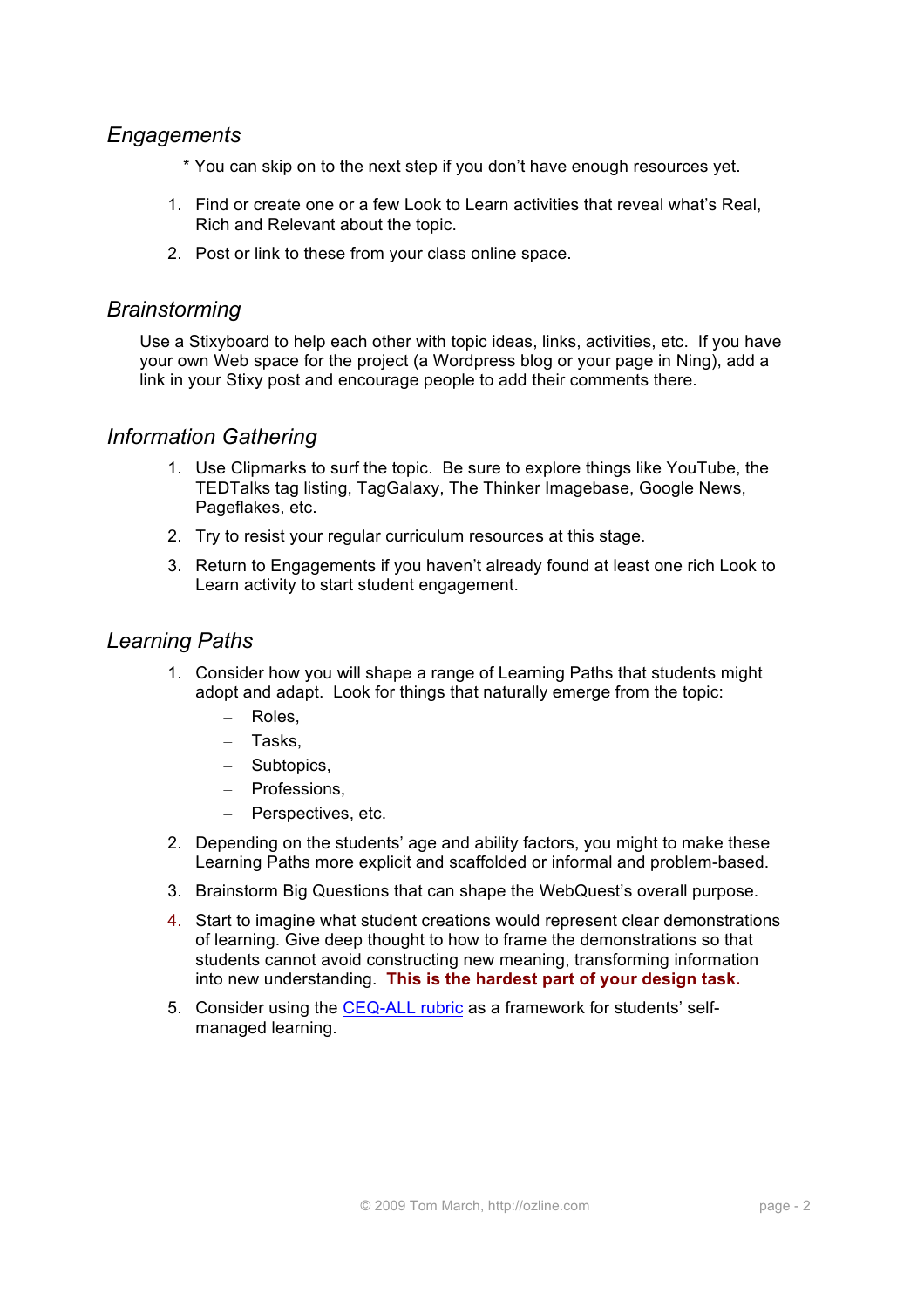## *Engagements*

\* You can skip on to the next step if you don't have enough resources yet.

1. Find or create one or a few Look to Learn activities that reveal what's Real, Rich and Relevant about the topic.
2. Post or link to these from your class online space.

## *Brainstorming*

Use a Stixyboard to help each other with topic ideas, links, activities, etc. If you have your own Web space for the project (a Wordpress blog or your page in Ning), add a link in your Stixy post and encourage people to add their comments there.

## *Information Gathering*

1. Use Clipmarks to surf the topic. Be sure to explore things like YouTube, the TEDTalks tag listing, TagGalaxy, The Thinker Imagebase, Google News, Pageflakes, etc.
2. Try to resist your regular curriculum resources at this stage.
3. Return to Engagements if you haven't already found at least one rich Look to Learn activity to start student engagement.

## *Learning Paths*

1. Consider how you will shape a range of Learning Paths that students might adopt and adapt. Look for things that naturally emerge from the topic:
   - Roles,
   - Tasks,
   - Subtopics,
   - Professions,
   - Perspectives, etc.
2. Depending on the students' age and ability factors, you might to make these Learning Paths more explicit and scaffolded or informal and problem-based.
3. Brainstorm Big Questions that can shape the WebQuest's overall purpose.
4. Start to imagine what student creations would represent clear demonstrations of learning. Give deep thought to how to frame the demonstrations so that students cannot avoid constructing new meaning, transforming information into new understanding. **This is the hardest part of your design task.**
5. Consider using the [CEQ-ALL rubric] as a framework for students' self-managed learning.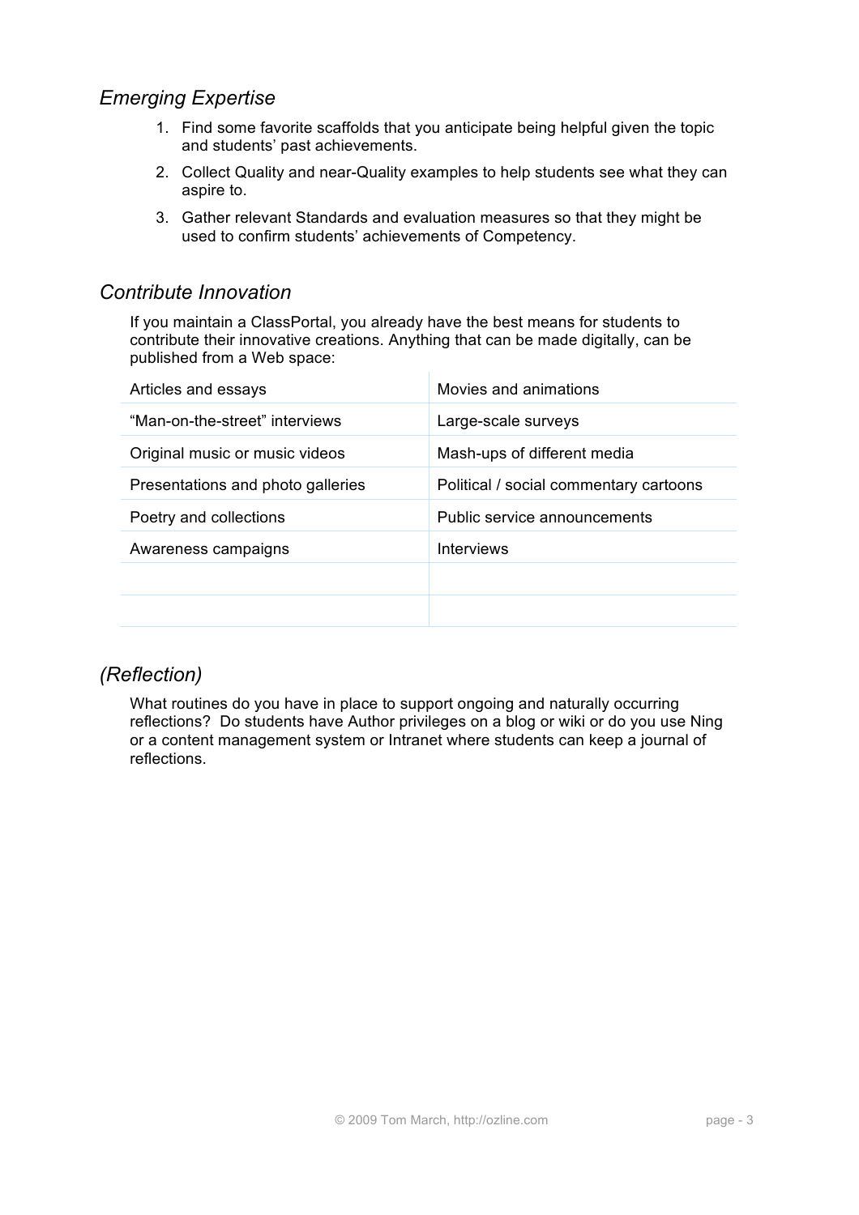## *Emerging Expertise*

1. Find some favorite scaffolds that you anticipate being helpful given the topic and students' past achievements.
2. Collect Quality and near-Quality examples to help students see what they can aspire to.
3. Gather relevant Standards and evaluation measures so that they might be used to confirm students' achievements of Competency.

## *Contribute Innovation*

If you maintain a ClassPortal, you already have the best means for students to contribute their innovative creations. Anything that can be made digitally, can be published from a Web space:

| | |
|---|---|
| Articles and essays | Movies and animations |
| "Man-on-the-street" interviews | Large-scale surveys |
| Original music or music videos | Mash-ups of different media |
| Presentations and photo galleries | Political / social commentary cartoons |
| Poetry and collections | Public service announcements |
| Awareness campaigns | Interviews |
| | |
| | |

## *(Reflection)*

What routines do you have in place to support ongoing and naturally occurring reflections? Do students have Author privileges on a blog or wiki or do you use Ning or a content management system or Intranet where students can keep a journal of reflections.